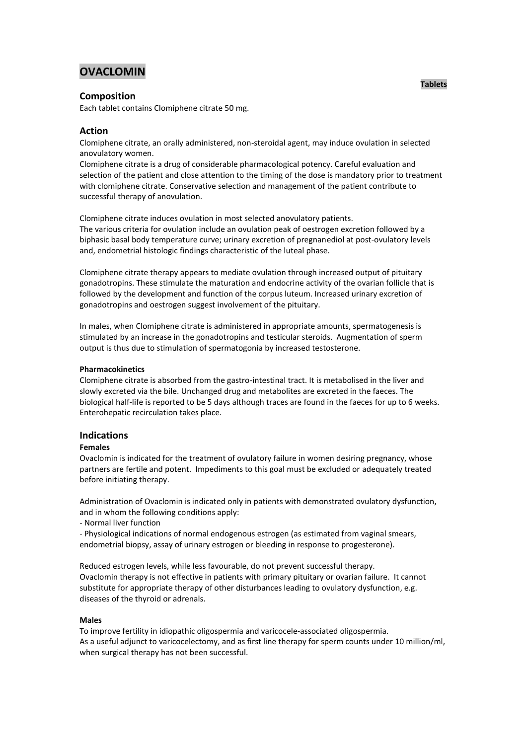# OVACLOMIN

**Tablets**

## Composition

Each tablet contains Clomiphene citrate 50 mg.

## Action

Clomiphene citrate, an orally administered, non-steroidal agent, may induce ovulation in selected anovulatory women.
Clomiphene citrate is a drug of considerable pharmacological potency. Careful evaluation and selection of the patient and close attention to the timing of the dose is mandatory prior to treatment with clomiphene citrate. Conservative selection and management of the patient contribute to successful therapy of anovulation.

Clomiphene citrate induces ovulation in most selected anovulatory patients.
The various criteria for ovulation include an ovulation peak of oestrogen excretion followed by a biphasic basal body temperature curve; urinary excretion of pregnanediol at post-ovulatory levels and, endometrial histologic findings characteristic of the luteal phase.

Clomiphene citrate therapy appears to mediate ovulation through increased output of pituitary gonadotropins. These stimulate the maturation and endocrine activity of the ovarian follicle that is followed by the development and function of the corpus luteum. Increased urinary excretion of gonadotropins and oestrogen suggest involvement of the pituitary.

In males, when Clomiphene citrate is administered in appropriate amounts, spermatogenesis is stimulated by an increase in the gonadotropins and testicular steroids. Augmentation of sperm output is thus due to stimulation of spermatogonia by increased testosterone.

### Pharmacokinetics

Clomiphene citrate is absorbed from the gastro-intestinal tract. It is metabolised in the liver and slowly excreted via the bile. Unchanged drug and metabolites are excreted in the faeces. The biological half-life is reported to be 5 days although traces are found in the faeces for up to 6 weeks. Enterohepatic recirculation takes place.

## Indications

### Females

Ovaclomin is indicated for the treatment of ovulatory failure in women desiring pregnancy, whose partners are fertile and potent. Impediments to this goal must be excluded or adequately treated before initiating therapy.

Administration of Ovaclomin is indicated only in patients with demonstrated ovulatory dysfunction, and in whom the following conditions apply:

- Normal liver function
- Physiological indications of normal endogenous estrogen (as estimated from vaginal smears, endometrial biopsy, assay of urinary estrogen or bleeding in response to progesterone).

Reduced estrogen levels, while less favourable, do not prevent successful therapy.
Ovaclomin therapy is not effective in patients with primary pituitary or ovarian failure. It cannot substitute for appropriate therapy of other disturbances leading to ovulatory dysfunction, e.g. diseases of the thyroid or adrenals.

### Males

To improve fertility in idiopathic oligospermia and varicocele-associated oligospermia.
As a useful adjunct to varicocelectomy, and as first line therapy for sperm counts under 10 million/ml, when surgical therapy has not been successful.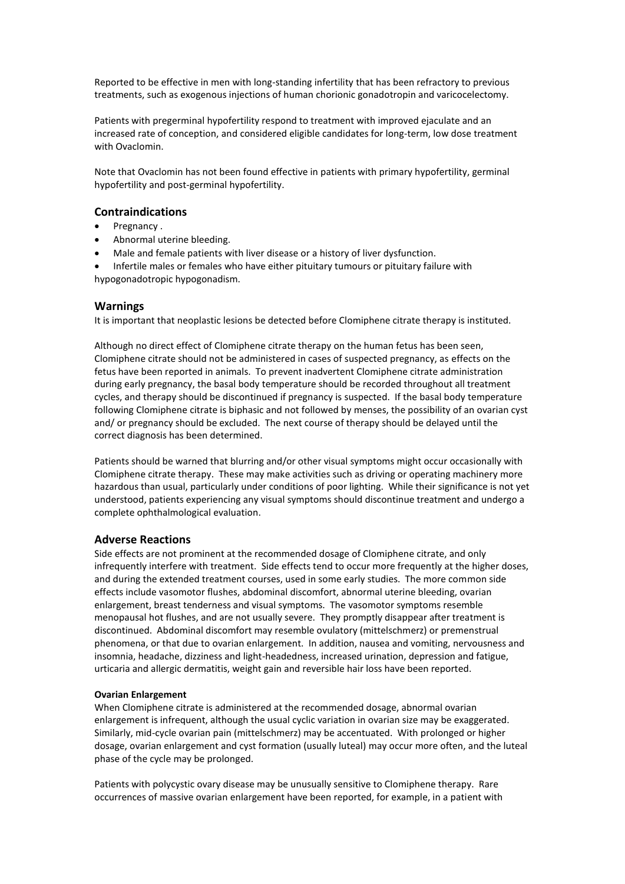Reported to be effective in men with long-standing infertility that has been refractory to previous treatments, such as exogenous injections of human chorionic gonadotropin and varicocelectomy.

Patients with pregerminal hypofertility respond to treatment with improved ejaculate and an increased rate of conception, and considered eligible candidates for long-term, low dose treatment with Ovaclomin.

Note that Ovaclomin has not been found effective in patients with primary hypofertility, germinal hypofertility and post-germinal hypofertility.

## Contraindications

- Pregnancy .
- Abnormal uterine bleeding.
- Male and female patients with liver disease or a history of liver dysfunction.
- Infertile males or females who have either pituitary tumours or pituitary failure with hypogonadotropic hypogonadism.

## Warnings

It is important that neoplastic lesions be detected before Clomiphene citrate therapy is instituted.

Although no direct effect of Clomiphene citrate therapy on the human fetus has been seen, Clomiphene citrate should not be administered in cases of suspected pregnancy, as effects on the fetus have been reported in animals. To prevent inadvertent Clomiphene citrate administration during early pregnancy, the basal body temperature should be recorded throughout all treatment cycles, and therapy should be discontinued if pregnancy is suspected. If the basal body temperature following Clomiphene citrate is biphasic and not followed by menses, the possibility of an ovarian cyst and/ or pregnancy should be excluded. The next course of therapy should be delayed until the correct diagnosis has been determined.

Patients should be warned that blurring and/or other visual symptoms might occur occasionally with Clomiphene citrate therapy. These may make activities such as driving or operating machinery more hazardous than usual, particularly under conditions of poor lighting. While their significance is not yet understood, patients experiencing any visual symptoms should discontinue treatment and undergo a complete ophthalmological evaluation.

## Adverse Reactions

Side effects are not prominent at the recommended dosage of Clomiphene citrate, and only infrequently interfere with treatment. Side effects tend to occur more frequently at the higher doses, and during the extended treatment courses, used in some early studies. The more common side effects include vasomotor flushes, abdominal discomfort, abnormal uterine bleeding, ovarian enlargement, breast tenderness and visual symptoms. The vasomotor symptoms resemble menopausal hot flushes, and are not usually severe. They promptly disappear after treatment is discontinued. Abdominal discomfort may resemble ovulatory (mittelschmerz) or premenstrual phenomena, or that due to ovarian enlargement. In addition, nausea and vomiting, nervousness and insomnia, headache, dizziness and light-headedness, increased urination, depression and fatigue, urticaria and allergic dermatitis, weight gain and reversible hair loss have been reported.

#### Ovarian Enlargement

When Clomiphene citrate is administered at the recommended dosage, abnormal ovarian enlargement is infrequent, although the usual cyclic variation in ovarian size may be exaggerated. Similarly, mid-cycle ovarian pain (mittelschmerz) may be accentuated. With prolonged or higher dosage, ovarian enlargement and cyst formation (usually luteal) may occur more often, and the luteal phase of the cycle may be prolonged.

Patients with polycystic ovary disease may be unusually sensitive to Clomiphene therapy. Rare occurrences of massive ovarian enlargement have been reported, for example, in a patient with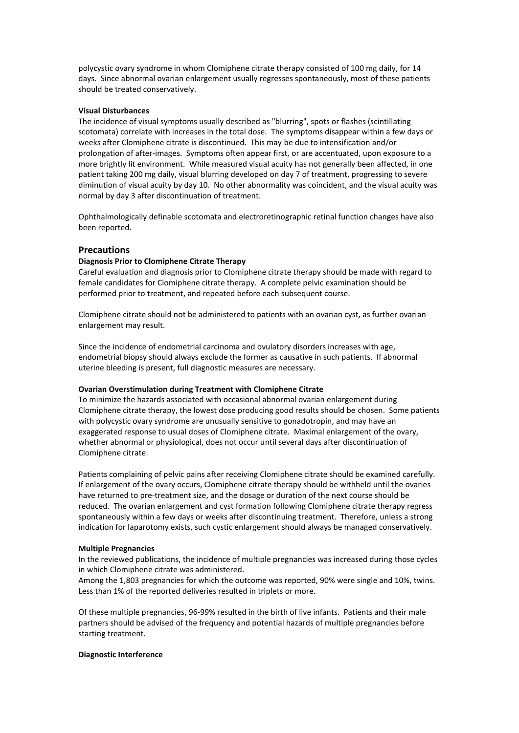polycystic ovary syndrome in whom Clomiphene citrate therapy consisted of 100 mg daily, for 14 days. Since abnormal ovarian enlargement usually regresses spontaneously, most of these patients should be treated conservatively.

**Visual Disturbances**

The incidence of visual symptoms usually described as "blurring", spots or flashes (scintillating scotomata) correlate with increases in the total dose. The symptoms disappear within a few days or weeks after Clomiphene citrate is discontinued. This may be due to intensification and/or prolongation of after-images. Symptoms often appear first, or are accentuated, upon exposure to a more brightly lit environment. While measured visual acuity has not generally been affected, in one patient taking 200 mg daily, visual blurring developed on day 7 of treatment, progressing to severe diminution of visual acuity by day 10. No other abnormality was coincident, and the visual acuity was normal by day 3 after discontinuation of treatment.

Ophthalmologically definable scotomata and electroretinographic retinal function changes have also been reported.

## Precautions

**Diagnosis Prior to Clomiphene Citrate Therapy**

Careful evaluation and diagnosis prior to Clomiphene citrate therapy should be made with regard to female candidates for Clomiphene citrate therapy. A complete pelvic examination should be performed prior to treatment, and repeated before each subsequent course.

Clomiphene citrate should not be administered to patients with an ovarian cyst, as further ovarian enlargement may result.

Since the incidence of endometrial carcinoma and ovulatory disorders increases with age, endometrial biopsy should always exclude the former as causative in such patients. If abnormal uterine bleeding is present, full diagnostic measures are necessary.

**Ovarian Overstimulation during Treatment with Clomiphene Citrate**

To minimize the hazards associated with occasional abnormal ovarian enlargement during Clomiphene citrate therapy, the lowest dose producing good results should be chosen. Some patients with polycystic ovary syndrome are unusually sensitive to gonadotropin, and may have an exaggerated response to usual doses of Clomiphene citrate. Maximal enlargement of the ovary, whether abnormal or physiological, does not occur until several days after discontinuation of Clomiphene citrate.

Patients complaining of pelvic pains after receiving Clomiphene citrate should be examined carefully. If enlargement of the ovary occurs, Clomiphene citrate therapy should be withheld until the ovaries have returned to pre-treatment size, and the dosage or duration of the next course should be reduced. The ovarian enlargement and cyst formation following Clomiphene citrate therapy regress spontaneously within a few days or weeks after discontinuing treatment. Therefore, unless a strong indication for laparotomy exists, such cystic enlargement should always be managed conservatively.

**Multiple Pregnancies**

In the reviewed publications, the incidence of multiple pregnancies was increased during those cycles in which Clomiphene citrate was administered.
Among the 1,803 pregnancies for which the outcome was reported, 90% were single and 10%, twins. Less than 1% of the reported deliveries resulted in triplets or more.

Of these multiple pregnancies, 96-99% resulted in the birth of live infants. Patients and their male partners should be advised of the frequency and potential hazards of multiple pregnancies before starting treatment.

**Diagnostic Interference**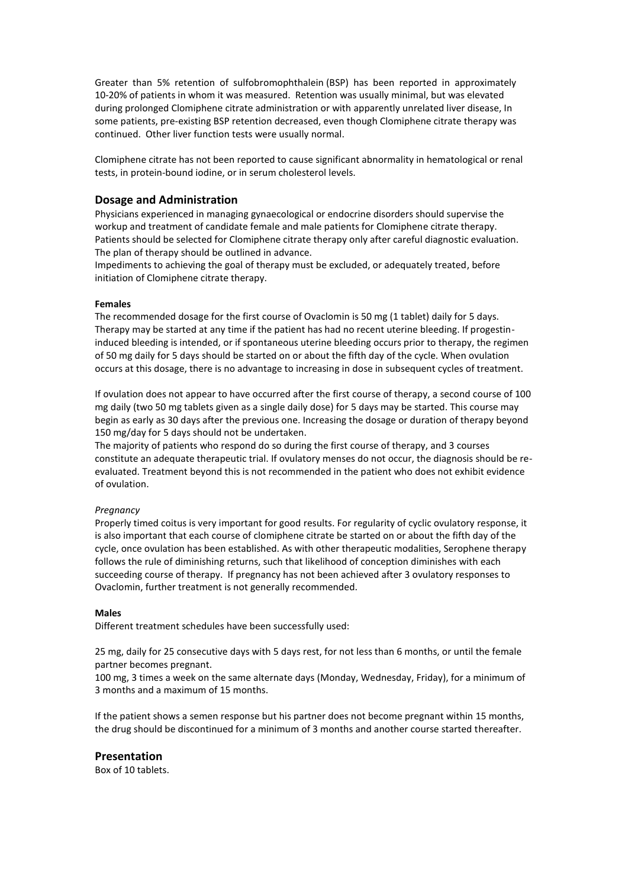Greater than 5% retention of sulfobromophthalein (BSP) has been reported in approximately 10-20% of patients in whom it was measured. Retention was usually minimal, but was elevated during prolonged Clomiphene citrate administration or with apparently unrelated liver disease, In some patients, pre-existing BSP retention decreased, even though Clomiphene citrate therapy was continued. Other liver function tests were usually normal.

Clomiphene citrate has not been reported to cause significant abnormality in hematological or renal tests, in protein-bound iodine, or in serum cholesterol levels.

## Dosage and Administration

Physicians experienced in managing gynaecological or endocrine disorders should supervise the workup and treatment of candidate female and male patients for Clomiphene citrate therapy. Patients should be selected for Clomiphene citrate therapy only after careful diagnostic evaluation. The plan of therapy should be outlined in advance.
Impediments to achieving the goal of therapy must be excluded, or adequately treated, before initiation of Clomiphene citrate therapy.

### Females

The recommended dosage for the first course of Ovaclomin is 50 mg (1 tablet) daily for 5 days. Therapy may be started at any time if the patient has had no recent uterine bleeding. If progestin-induced bleeding is intended, or if spontaneous uterine bleeding occurs prior to therapy, the regimen of 50 mg daily for 5 days should be started on or about the fifth day of the cycle. When ovulation occurs at this dosage, there is no advantage to increasing in dose in subsequent cycles of treatment.

If ovulation does not appear to have occurred after the first course of therapy, a second course of 100 mg daily (two 50 mg tablets given as a single daily dose) for 5 days may be started. This course may begin as early as 30 days after the previous one. Increasing the dosage or duration of therapy beyond 150 mg/day for 5 days should not be undertaken.
The majority of patients who respond do so during the first course of therapy, and 3 courses constitute an adequate therapeutic trial. If ovulatory menses do not occur, the diagnosis should be re-evaluated. Treatment beyond this is not recommended in the patient who does not exhibit evidence of ovulation.

*Pregnancy*

Properly timed coitus is very important for good results. For regularity of cyclic ovulatory response, it is also important that each course of clomiphene citrate be started on or about the fifth day of the cycle, once ovulation has been established. As with other therapeutic modalities, Serophene therapy follows the rule of diminishing returns, such that likelihood of conception diminishes with each succeeding course of therapy. If pregnancy has not been achieved after 3 ovulatory responses to Ovaclomin, further treatment is not generally recommended.

### Males

Different treatment schedules have been successfully used:

25 mg, daily for 25 consecutive days with 5 days rest, for not less than 6 months, or until the female partner becomes pregnant.
100 mg, 3 times a week on the same alternate days (Monday, Wednesday, Friday), for a minimum of 3 months and a maximum of 15 months.

If the patient shows a semen response but his partner does not become pregnant within 15 months, the drug should be discontinued for a minimum of 3 months and another course started thereafter.

## Presentation

Box of 10 tablets.